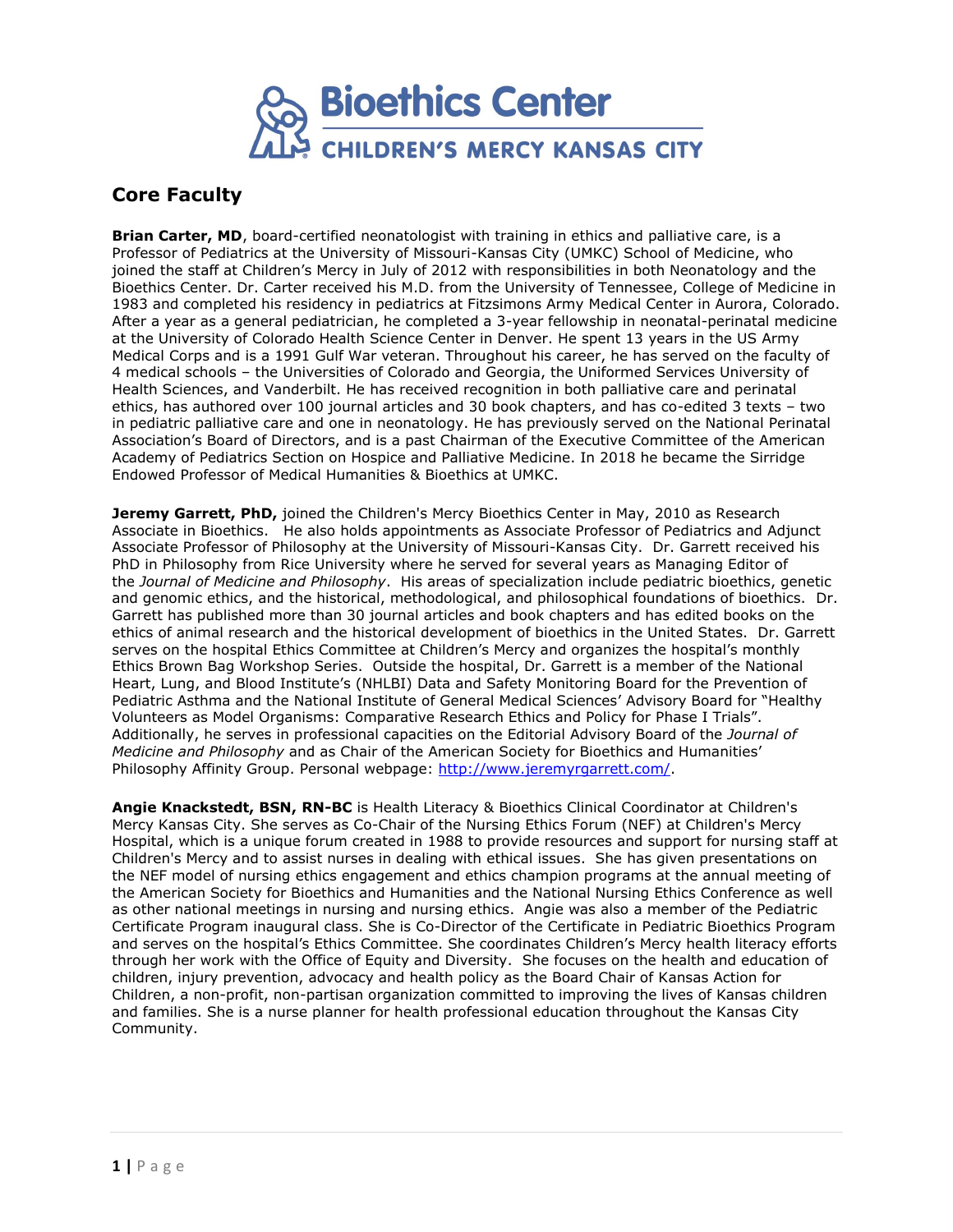# Bioethics Center

## CHILDREN'S MERCY KANSAS CITY

## Core Faculty

**Brian Carter, MD**, board-certified neonatologist with training in ethics and palliative care, is a Professor of Pediatrics at the University of Missouri-Kansas City (UMKC) School of Medicine, who joined the staff at Children's Mercy in July of 2012 with responsibilities in both Neonatology and the Bioethics Center. Dr. Carter received his M.D. from the University of Tennessee, College of Medicine in 1983 and completed his residency in pediatrics at Fitzsimons Army Medical Center in Aurora, Colorado. After a year as a general pediatrician, he completed a 3-year fellowship in neonatal-perinatal medicine at the University of Colorado Health Science Center in Denver. He spent 13 years in the US Army Medical Corps and is a 1991 Gulf War veteran. Throughout his career, he has served on the faculty of 4 medical schools – the Universities of Colorado and Georgia, the Uniformed Services University of Health Sciences, and Vanderbilt. He has received recognition in both palliative care and perinatal ethics, has authored over 100 journal articles and 30 book chapters, and has co-edited 3 texts – two in pediatric palliative care and one in neonatology. He has previously served on the National Perinatal Association's Board of Directors, and is a past Chairman of the Executive Committee of the American Academy of Pediatrics Section on Hospice and Palliative Medicine. In 2018 he became the Sirridge Endowed Professor of Medical Humanities & Bioethics at UMKC.

**Jeremy Garrett, PhD,** joined the Children's Mercy Bioethics Center in May, 2010 as Research Associate in Bioethics. He also holds appointments as Associate Professor of Pediatrics and Adjunct Associate Professor of Philosophy at the University of Missouri-Kansas City. Dr. Garrett received his PhD in Philosophy from Rice University where he served for several years as Managing Editor of the *Journal of Medicine and Philosophy*. His areas of specialization include pediatric bioethics, genetic and genomic ethics, and the historical, methodological, and philosophical foundations of bioethics. Dr. Garrett has published more than 30 journal articles and book chapters and has edited books on the ethics of animal research and the historical development of bioethics in the United States. Dr. Garrett serves on the hospital Ethics Committee at Children's Mercy and organizes the hospital's monthly Ethics Brown Bag Workshop Series. Outside the hospital, Dr. Garrett is a member of the National Heart, Lung, and Blood Institute's (NHLBI) Data and Safety Monitoring Board for the Prevention of Pediatric Asthma and the National Institute of General Medical Sciences' Advisory Board for "Healthy Volunteers as Model Organisms: Comparative Research Ethics and Policy for Phase I Trials". Additionally, he serves in professional capacities on the Editorial Advisory Board of the *Journal of Medicine and Philosophy* and as Chair of the American Society for Bioethics and Humanities' Philosophy Affinity Group. Personal webpage: http://www.jeremyrgarrett.com/.

**Angie Knackstedt, BSN, RN-BC** is Health Literacy & Bioethics Clinical Coordinator at Children's Mercy Kansas City. She serves as Co-Chair of the Nursing Ethics Forum (NEF) at Children's Mercy Hospital, which is a unique forum created in 1988 to provide resources and support for nursing staff at Children's Mercy and to assist nurses in dealing with ethical issues. She has given presentations on the NEF model of nursing ethics engagement and ethics champion programs at the annual meeting of the American Society for Bioethics and Humanities and the National Nursing Ethics Conference as well as other national meetings in nursing and nursing ethics. Angie was also a member of the Pediatric Certificate Program inaugural class. She is Co-Director of the Certificate in Pediatric Bioethics Program and serves on the hospital's Ethics Committee. She coordinates Children's Mercy health literacy efforts through her work with the Office of Equity and Diversity. She focuses on the health and education of children, injury prevention, advocacy and health policy as the Board Chair of Kansas Action for Children, a non-profit, non-partisan organization committed to improving the lives of Kansas children and families. She is a nurse planner for health professional education throughout the Kansas City Community.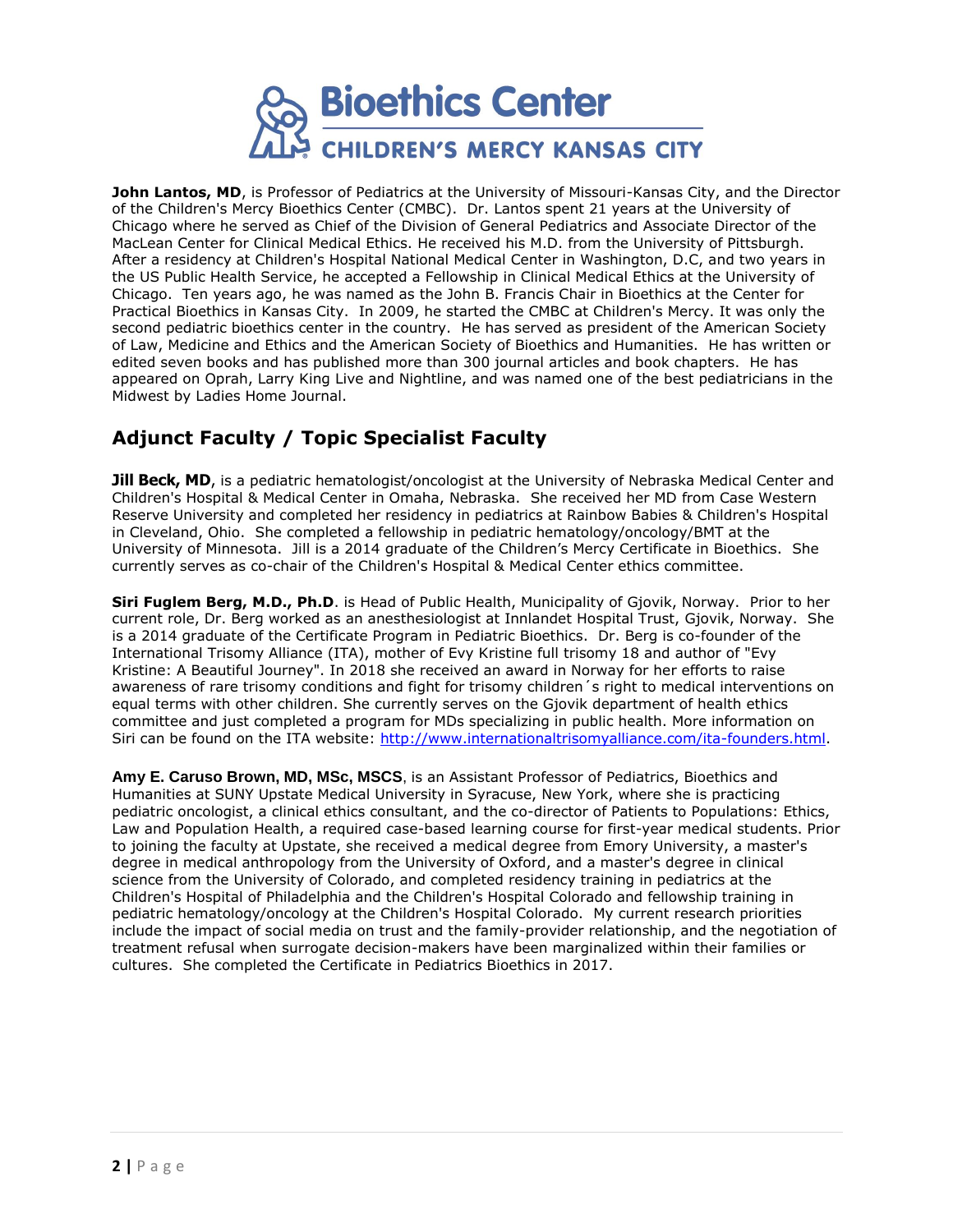**John Lantos, MD**, is Professor of Pediatrics at the University of Missouri-Kansas City, and the Director of the Children's Mercy Bioethics Center (CMBC). Dr. Lantos spent 21 years at the University of Chicago where he served as Chief of the Division of General Pediatrics and Associate Director of the MacLean Center for Clinical Medical Ethics. He received his M.D. from the University of Pittsburgh. After a residency at Children's Hospital National Medical Center in Washington, D.C, and two years in the US Public Health Service, he accepted a Fellowship in Clinical Medical Ethics at the University of Chicago. Ten years ago, he was named as the John B. Francis Chair in Bioethics at the Center for Practical Bioethics in Kansas City. In 2009, he started the CMBC at Children's Mercy. It was only the second pediatric bioethics center in the country. He has served as president of the American Society of Law, Medicine and Ethics and the American Society of Bioethics and Humanities. He has written or edited seven books and has published more than 300 journal articles and book chapters. He has appeared on Oprah, Larry King Live and Nightline, and was named one of the best pediatricians in the Midwest by Ladies Home Journal.

## Adjunct Faculty / Topic Specialist Faculty

**Jill Beck, MD**, is a pediatric hematologist/oncologist at the University of Nebraska Medical Center and Children's Hospital & Medical Center in Omaha, Nebraska. She received her MD from Case Western Reserve University and completed her residency in pediatrics at Rainbow Babies & Children's Hospital in Cleveland, Ohio. She completed a fellowship in pediatric hematology/oncology/BMT at the University of Minnesota. Jill is a 2014 graduate of the Children's Mercy Certificate in Bioethics. She currently serves as co-chair of the Children's Hospital & Medical Center ethics committee.

**Siri Fuglem Berg, M.D., Ph.D**. is Head of Public Health, Municipality of Gjovik, Norway. Prior to her current role, Dr. Berg worked as an anesthesiologist at Innlandet Hospital Trust, Gjovik, Norway. She is a 2014 graduate of the Certificate Program in Pediatric Bioethics. Dr. Berg is co-founder of the International Trisomy Alliance (ITA), mother of Evy Kristine full trisomy 18 and author of "Evy Kristine: A Beautiful Journey". In 2018 she received an award in Norway for her efforts to raise awareness of rare trisomy conditions and fight for trisomy children´s right to medical interventions on equal terms with other children. She currently serves on the Gjovik department of health ethics committee and just completed a program for MDs specializing in public health. More information on Siri can be found on the ITA website: http://www.internationaltrisomyalliance.com/ita-founders.html.

**Amy E. Caruso Brown, MD, MSc, MSCS**, is an Assistant Professor of Pediatrics, Bioethics and Humanities at SUNY Upstate Medical University in Syracuse, New York, where she is practicing pediatric oncologist, a clinical ethics consultant, and the co-director of Patients to Populations: Ethics, Law and Population Health, a required case-based learning course for first-year medical students. Prior to joining the faculty at Upstate, she received a medical degree from Emory University, a master's degree in medical anthropology from the University of Oxford, and a master's degree in clinical science from the University of Colorado, and completed residency training in pediatrics at the Children's Hospital of Philadelphia and the Children's Hospital Colorado and fellowship training in pediatric hematology/oncology at the Children's Hospital Colorado. My current research priorities include the impact of social media on trust and the family-provider relationship, and the negotiation of treatment refusal when surrogate decision-makers have been marginalized within their families or cultures. She completed the Certificate in Pediatrics Bioethics in 2017.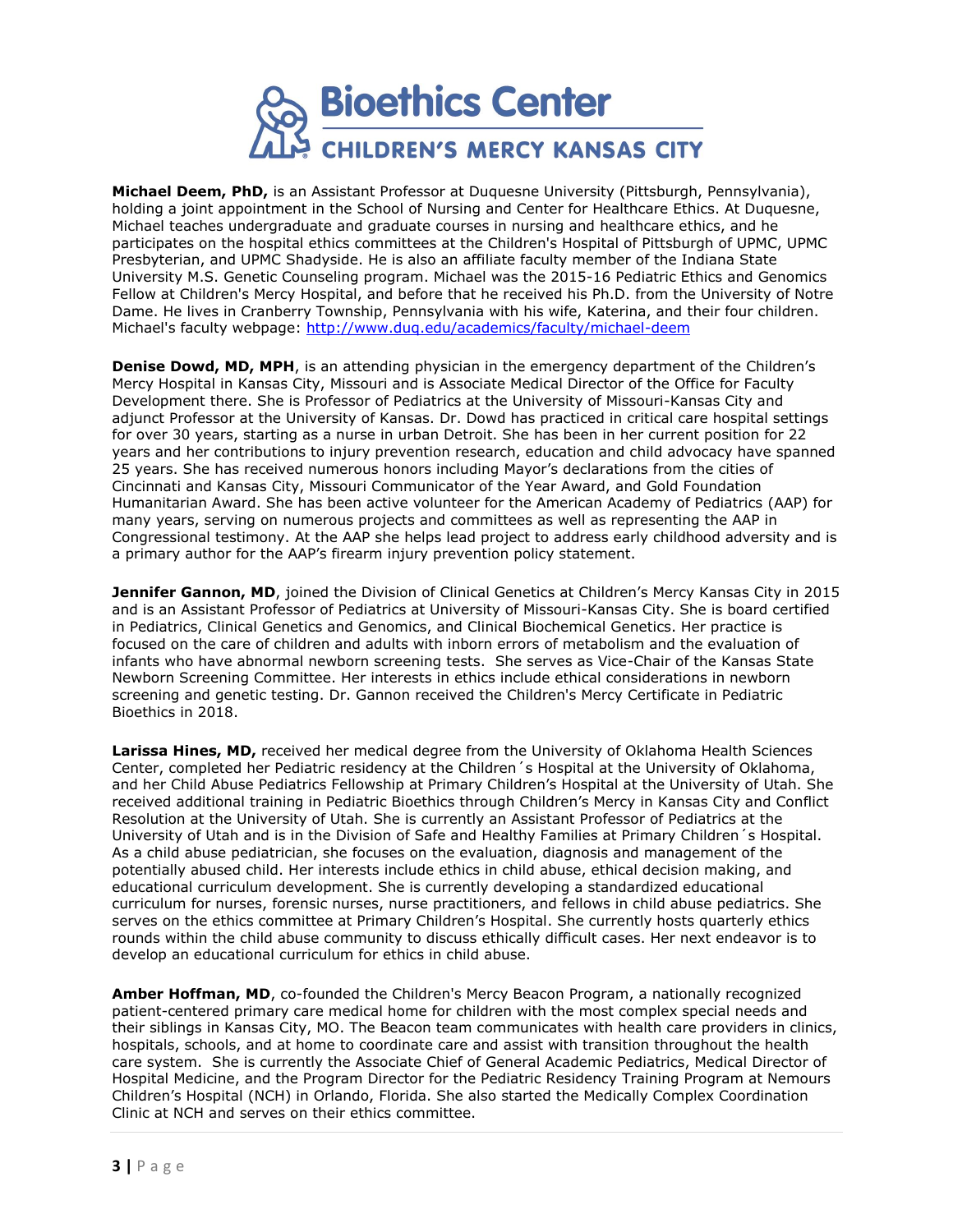**Michael Deem, PhD,** is an Assistant Professor at Duquesne University (Pittsburgh, Pennsylvania), holding a joint appointment in the School of Nursing and Center for Healthcare Ethics. At Duquesne, Michael teaches undergraduate and graduate courses in nursing and healthcare ethics, and he participates on the hospital ethics committees at the Children's Hospital of Pittsburgh of UPMC, UPMC Presbyterian, and UPMC Shadyside. He is also an affiliate faculty member of the Indiana State University M.S. Genetic Counseling program. Michael was the 2015-16 Pediatric Ethics and Genomics Fellow at Children's Mercy Hospital, and before that he received his Ph.D. from the University of Notre Dame. He lives in Cranberry Township, Pennsylvania with his wife, Katerina, and their four children. Michael's faculty webpage: http://www.duq.edu/academics/faculty/michael-deem

**Denise Dowd, MD, MPH**, is an attending physician in the emergency department of the Children's Mercy Hospital in Kansas City, Missouri and is Associate Medical Director of the Office for Faculty Development there. She is Professor of Pediatrics at the University of Missouri-Kansas City and adjunct Professor at the University of Kansas. Dr. Dowd has practiced in critical care hospital settings for over 30 years, starting as a nurse in urban Detroit. She has been in her current position for 22 years and her contributions to injury prevention research, education and child advocacy have spanned 25 years. She has received numerous honors including Mayor's declarations from the cities of Cincinnati and Kansas City, Missouri Communicator of the Year Award, and Gold Foundation Humanitarian Award. She has been active volunteer for the American Academy of Pediatrics (AAP) for many years, serving on numerous projects and committees as well as representing the AAP in Congressional testimony. At the AAP she helps lead project to address early childhood adversity and is a primary author for the AAP's firearm injury prevention policy statement.

**Jennifer Gannon, MD**, joined the Division of Clinical Genetics at Children's Mercy Kansas City in 2015 and is an Assistant Professor of Pediatrics at University of Missouri-Kansas City. She is board certified in Pediatrics, Clinical Genetics and Genomics, and Clinical Biochemical Genetics. Her practice is focused on the care of children and adults with inborn errors of metabolism and the evaluation of infants who have abnormal newborn screening tests. She serves as Vice-Chair of the Kansas State Newborn Screening Committee. Her interests in ethics include ethical considerations in newborn screening and genetic testing. Dr. Gannon received the Children's Mercy Certificate in Pediatric Bioethics in 2018.

**Larissa Hines, MD,** received her medical degree from the University of Oklahoma Health Sciences Center, completed her Pediatric residency at the Children´s Hospital at the University of Oklahoma, and her Child Abuse Pediatrics Fellowship at Primary Children's Hospital at the University of Utah. She received additional training in Pediatric Bioethics through Children's Mercy in Kansas City and Conflict Resolution at the University of Utah. She is currently an Assistant Professor of Pediatrics at the University of Utah and is in the Division of Safe and Healthy Families at Primary Children´s Hospital. As a child abuse pediatrician, she focuses on the evaluation, diagnosis and management of the potentially abused child. Her interests include ethics in child abuse, ethical decision making, and educational curriculum development. She is currently developing a standardized educational curriculum for nurses, forensic nurses, nurse practitioners, and fellows in child abuse pediatrics. She serves on the ethics committee at Primary Children's Hospital. She currently hosts quarterly ethics rounds within the child abuse community to discuss ethically difficult cases. Her next endeavor is to develop an educational curriculum for ethics in child abuse.

**Amber Hoffman, MD**, co-founded the Children's Mercy Beacon Program, a nationally recognized patient-centered primary care medical home for children with the most complex special needs and their siblings in Kansas City, MO. The Beacon team communicates with health care providers in clinics, hospitals, schools, and at home to coordinate care and assist with transition throughout the health care system. She is currently the Associate Chief of General Academic Pediatrics, Medical Director of Hospital Medicine, and the Program Director for the Pediatric Residency Training Program at Nemours Children's Hospital (NCH) in Orlando, Florida. She also started the Medically Complex Coordination Clinic at NCH and serves on their ethics committee.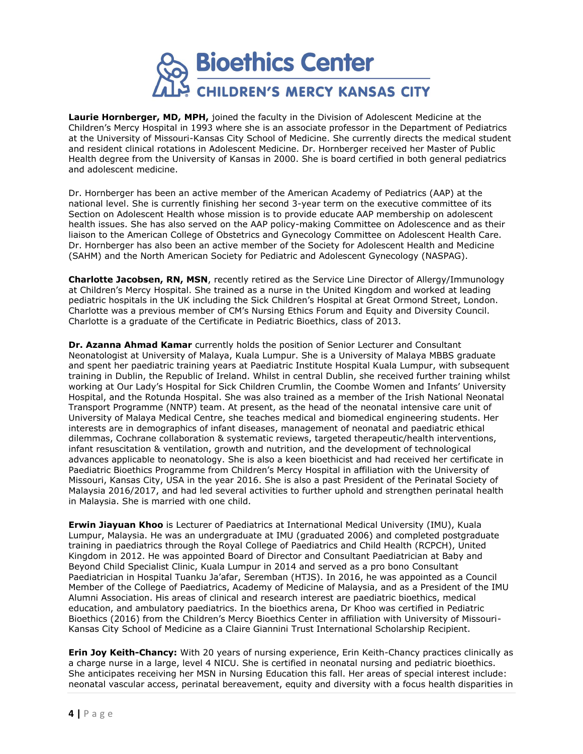**Laurie Hornberger, MD, MPH,** joined the faculty in the Division of Adolescent Medicine at the Children's Mercy Hospital in 1993 where she is an associate professor in the Department of Pediatrics at the University of Missouri-Kansas City School of Medicine. She currently directs the medical student and resident clinical rotations in Adolescent Medicine. Dr. Hornberger received her Master of Public Health degree from the University of Kansas in 2000. She is board certified in both general pediatrics and adolescent medicine.

Dr. Hornberger has been an active member of the American Academy of Pediatrics (AAP) at the national level. She is currently finishing her second 3-year term on the executive committee of its Section on Adolescent Health whose mission is to provide educate AAP membership on adolescent health issues. She has also served on the AAP policy-making Committee on Adolescence and as their liaison to the American College of Obstetrics and Gynecology Committee on Adolescent Health Care. Dr. Hornberger has also been an active member of the Society for Adolescent Health and Medicine (SAHM) and the North American Society for Pediatric and Adolescent Gynecology (NASPAG).

**Charlotte Jacobsen, RN, MSN**, recently retired as the Service Line Director of Allergy/Immunology at Children's Mercy Hospital. She trained as a nurse in the United Kingdom and worked at leading pediatric hospitals in the UK including the Sick Children's Hospital at Great Ormond Street, London. Charlotte was a previous member of CM's Nursing Ethics Forum and Equity and Diversity Council. Charlotte is a graduate of the Certificate in Pediatric Bioethics, class of 2013.

**Dr. Azanna Ahmad Kamar** currently holds the position of Senior Lecturer and Consultant Neonatologist at University of Malaya, Kuala Lumpur. She is a University of Malaya MBBS graduate and spent her paediatric training years at Paediatric Institute Hospital Kuala Lumpur, with subsequent training in Dublin, the Republic of Ireland. Whilst in central Dublin, she received further training whilst working at Our Lady's Hospital for Sick Children Crumlin, the Coombe Women and Infants' University Hospital, and the Rotunda Hospital. She was also trained as a member of the Irish National Neonatal Transport Programme (NNTP) team. At present, as the head of the neonatal intensive care unit of University of Malaya Medical Centre, she teaches medical and biomedical engineering students. Her interests are in demographics of infant diseases, management of neonatal and paediatric ethical dilemmas, Cochrane collaboration & systematic reviews, targeted therapeutic/health interventions, infant resuscitation & ventilation, growth and nutrition, and the development of technological advances applicable to neonatology. She is also a keen bioethicist and had received her certificate in Paediatric Bioethics Programme from Children's Mercy Hospital in affiliation with the University of Missouri, Kansas City, USA in the year 2016. She is also a past President of the Perinatal Society of Malaysia 2016/2017, and had led several activities to further uphold and strengthen perinatal health in Malaysia. She is married with one child.

**Erwin Jiayuan Khoo** is Lecturer of Paediatrics at International Medical University (IMU), Kuala Lumpur, Malaysia. He was an undergraduate at IMU (graduated 2006) and completed postgraduate training in paediatrics through the Royal College of Paediatrics and Child Health (RCPCH), United Kingdom in 2012. He was appointed Board of Director and Consultant Paediatrician at Baby and Beyond Child Specialist Clinic, Kuala Lumpur in 2014 and served as a pro bono Consultant Paediatrician in Hospital Tuanku Ja'afar, Seremban (HTJS). In 2016, he was appointed as a Council Member of the College of Paediatrics, Academy of Medicine of Malaysia, and as a President of the IMU Alumni Association. His areas of clinical and research interest are paediatric bioethics, medical education, and ambulatory paediatrics. In the bioethics arena, Dr Khoo was certified in Pediatric Bioethics (2016) from the Children's Mercy Bioethics Center in affiliation with University of Missouri-Kansas City School of Medicine as a Claire Giannini Trust International Scholarship Recipient.

**Erin Joy Keith-Chancy:** With 20 years of nursing experience, Erin Keith-Chancy practices clinically as a charge nurse in a large, level 4 NICU. She is certified in neonatal nursing and pediatric bioethics. She anticipates receiving her MSN in Nursing Education this fall. Her areas of special interest include: neonatal vascular access, perinatal bereavement, equity and diversity with a focus health disparities in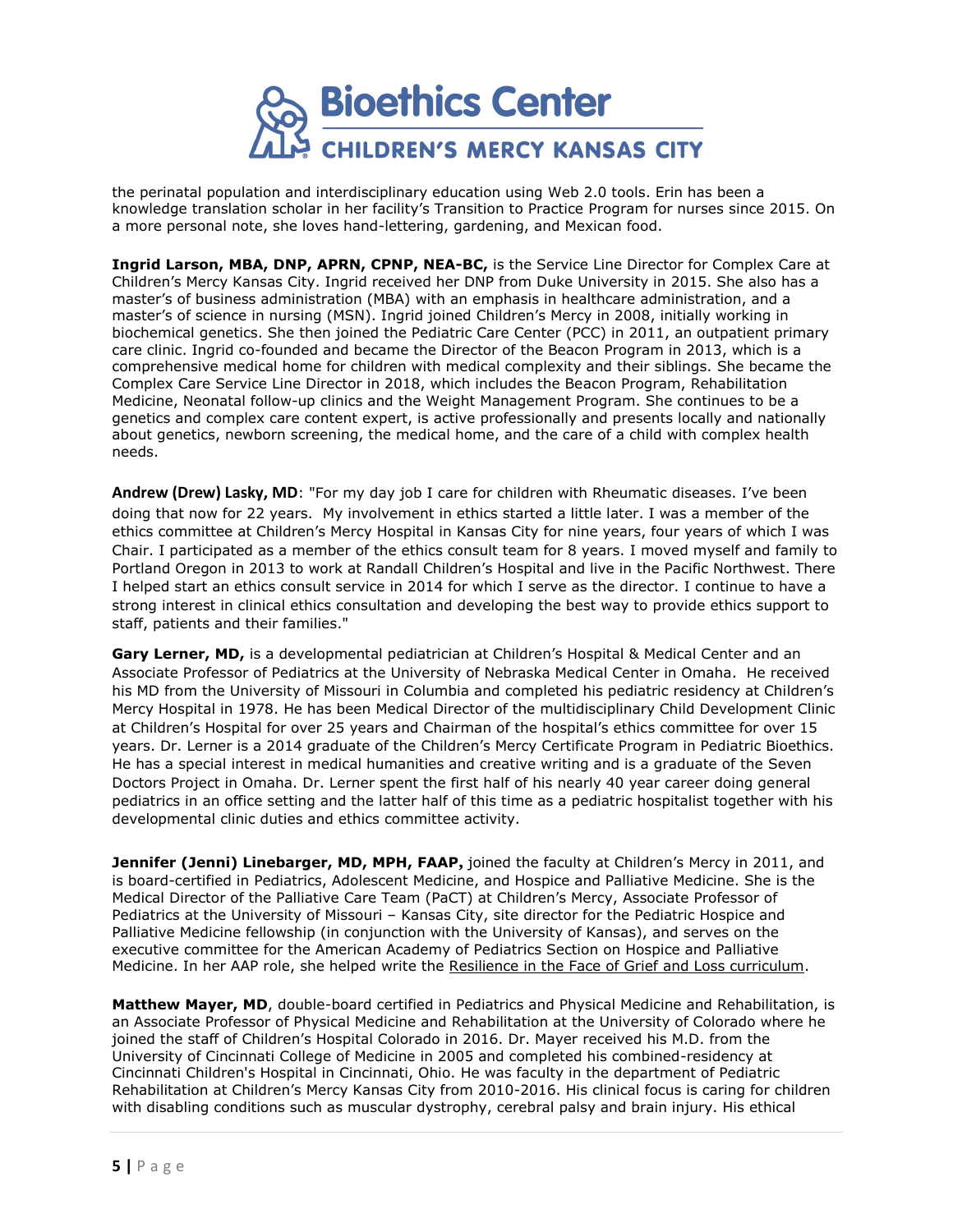the perinatal population and interdisciplinary education using Web 2.0 tools. Erin has been a knowledge translation scholar in her facility's Transition to Practice Program for nurses since 2015. On a more personal note, she loves hand-lettering, gardening, and Mexican food.

**Ingrid Larson, MBA, DNP, APRN, CPNP, NEA-BC,** is the Service Line Director for Complex Care at Children's Mercy Kansas City. Ingrid received her DNP from Duke University in 2015. She also has a master's of business administration (MBA) with an emphasis in healthcare administration, and a master's of science in nursing (MSN). Ingrid joined Children's Mercy in 2008, initially working in biochemical genetics. She then joined the Pediatric Care Center (PCC) in 2011, an outpatient primary care clinic. Ingrid co-founded and became the Director of the Beacon Program in 2013, which is a comprehensive medical home for children with medical complexity and their siblings. She became the Complex Care Service Line Director in 2018, which includes the Beacon Program, Rehabilitation Medicine, Neonatal follow-up clinics and the Weight Management Program. She continues to be a genetics and complex care content expert, is active professionally and presents locally and nationally about genetics, newborn screening, the medical home, and the care of a child with complex health needs.

**Andrew (Drew) Lasky, MD**: "For my day job I care for children with Rheumatic diseases. I've been doing that now for 22 years. My involvement in ethics started a little later. I was a member of the ethics committee at Children's Mercy Hospital in Kansas City for nine years, four years of which I was Chair. I participated as a member of the ethics consult team for 8 years. I moved myself and family to Portland Oregon in 2013 to work at Randall Children's Hospital and live in the Pacific Northwest. There I helped start an ethics consult service in 2014 for which I serve as the director. I continue to have a strong interest in clinical ethics consultation and developing the best way to provide ethics support to staff, patients and their families."

**Gary Lerner, MD,** is a developmental pediatrician at Children's Hospital & Medical Center and an Associate Professor of Pediatrics at the University of Nebraska Medical Center in Omaha. He received his MD from the University of Missouri in Columbia and completed his pediatric residency at Children's Mercy Hospital in 1978. He has been Medical Director of the multidisciplinary Child Development Clinic at Children's Hospital for over 25 years and Chairman of the hospital's ethics committee for over 15 years. Dr. Lerner is a 2014 graduate of the Children's Mercy Certificate Program in Pediatric Bioethics. He has a special interest in medical humanities and creative writing and is a graduate of the Seven Doctors Project in Omaha. Dr. Lerner spent the first half of his nearly 40 year career doing general pediatrics in an office setting and the latter half of this time as a pediatric hospitalist together with his developmental clinic duties and ethics committee activity.

**Jennifer (Jenni) Linebarger, MD, MPH, FAAP,** joined the faculty at Children's Mercy in 2011, and is board-certified in Pediatrics, Adolescent Medicine, and Hospice and Palliative Medicine. She is the Medical Director of the Palliative Care Team (PaCT) at Children's Mercy, Associate Professor of Pediatrics at the University of Missouri – Kansas City, site director for the Pediatric Hospice and Palliative Medicine fellowship (in conjunction with the University of Kansas), and serves on the executive committee for the American Academy of Pediatrics Section on Hospice and Palliative Medicine. In her AAP role, she helped write the Resilience in the Face of Grief and Loss curriculum.

**Matthew Mayer, MD**, double-board certified in Pediatrics and Physical Medicine and Rehabilitation, is an Associate Professor of Physical Medicine and Rehabilitation at the University of Colorado where he joined the staff of Children's Hospital Colorado in 2016. Dr. Mayer received his M.D. from the University of Cincinnati College of Medicine in 2005 and completed his combined-residency at Cincinnati Children's Hospital in Cincinnati, Ohio. He was faculty in the department of Pediatric Rehabilitation at Children's Mercy Kansas City from 2010-2016. His clinical focus is caring for children with disabling conditions such as muscular dystrophy, cerebral palsy and brain injury. His ethical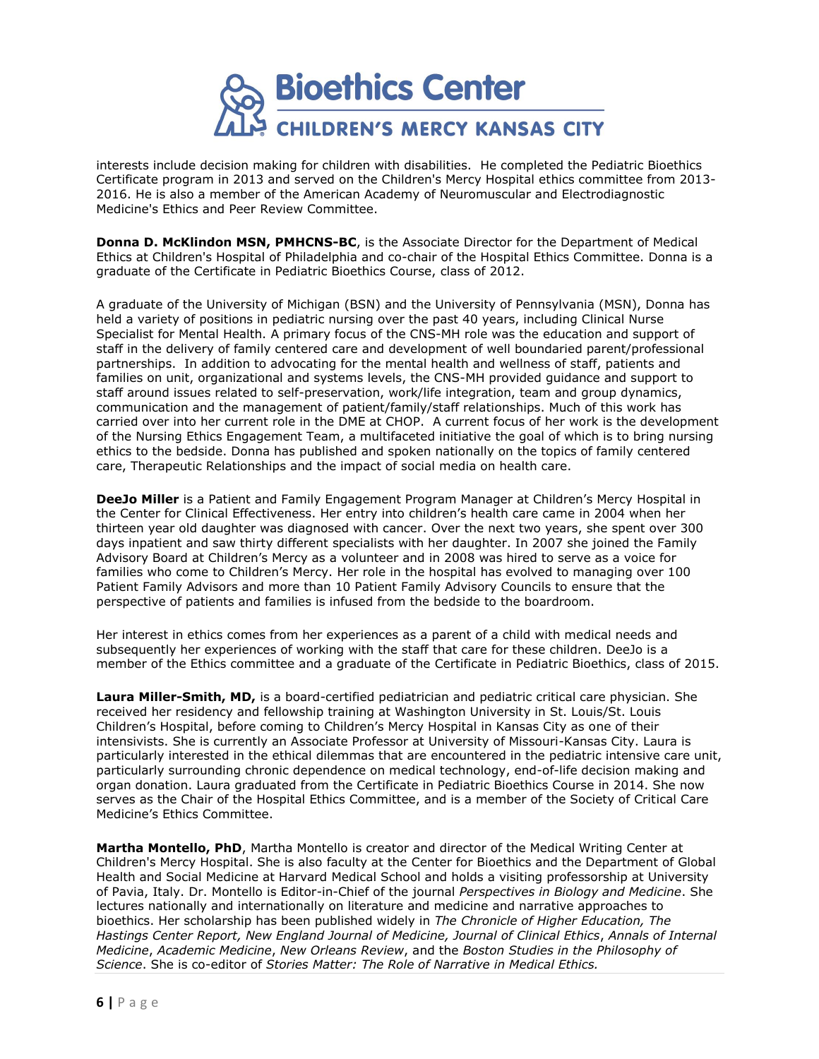interests include decision making for children with disabilities. He completed the Pediatric Bioethics Certificate program in 2013 and served on the Children's Mercy Hospital ethics committee from 2013-2016. He is also a member of the American Academy of Neuromuscular and Electrodiagnostic Medicine's Ethics and Peer Review Committee.

**Donna D. McKlindon MSN, PMHCNS-BC**, is the Associate Director for the Department of Medical Ethics at Children's Hospital of Philadelphia and co-chair of the Hospital Ethics Committee. Donna is a graduate of the Certificate in Pediatric Bioethics Course, class of 2012.

A graduate of the University of Michigan (BSN) and the University of Pennsylvania (MSN), Donna has held a variety of positions in pediatric nursing over the past 40 years, including Clinical Nurse Specialist for Mental Health. A primary focus of the CNS-MH role was the education and support of staff in the delivery of family centered care and development of well boundaried parent/professional partnerships. In addition to advocating for the mental health and wellness of staff, patients and families on unit, organizational and systems levels, the CNS-MH provided guidance and support to staff around issues related to self-preservation, work/life integration, team and group dynamics, communication and the management of patient/family/staff relationships. Much of this work has carried over into her current role in the DME at CHOP. A current focus of her work is the development of the Nursing Ethics Engagement Team, a multifaceted initiative the goal of which is to bring nursing ethics to the bedside. Donna has published and spoken nationally on the topics of family centered care, Therapeutic Relationships and the impact of social media on health care.

**DeeJo Miller** is a Patient and Family Engagement Program Manager at Children's Mercy Hospital in the Center for Clinical Effectiveness. Her entry into children's health care came in 2004 when her thirteen year old daughter was diagnosed with cancer. Over the next two years, she spent over 300 days inpatient and saw thirty different specialists with her daughter. In 2007 she joined the Family Advisory Board at Children's Mercy as a volunteer and in 2008 was hired to serve as a voice for families who come to Children's Mercy. Her role in the hospital has evolved to managing over 100 Patient Family Advisors and more than 10 Patient Family Advisory Councils to ensure that the perspective of patients and families is infused from the bedside to the boardroom.

Her interest in ethics comes from her experiences as a parent of a child with medical needs and subsequently her experiences of working with the staff that care for these children. DeeJo is a member of the Ethics committee and a graduate of the Certificate in Pediatric Bioethics, class of 2015.

**Laura Miller-Smith, MD,** is a board-certified pediatrician and pediatric critical care physician. She received her residency and fellowship training at Washington University in St. Louis/St. Louis Children's Hospital, before coming to Children's Mercy Hospital in Kansas City as one of their intensivists. She is currently an Associate Professor at University of Missouri-Kansas City. Laura is particularly interested in the ethical dilemmas that are encountered in the pediatric intensive care unit, particularly surrounding chronic dependence on medical technology, end-of-life decision making and organ donation. Laura graduated from the Certificate in Pediatric Bioethics Course in 2014. She now serves as the Chair of the Hospital Ethics Committee, and is a member of the Society of Critical Care Medicine's Ethics Committee.

**Martha Montello, PhD**, Martha Montello is creator and director of the Medical Writing Center at Children's Mercy Hospital. She is also faculty at the Center for Bioethics and the Department of Global Health and Social Medicine at Harvard Medical School and holds a visiting professorship at University of Pavia, Italy. Dr. Montello is Editor-in-Chief of the journal *Perspectives in Biology and Medicine*. She lectures nationally and internationally on literature and medicine and narrative approaches to bioethics. Her scholarship has been published widely in *The Chronicle of Higher Education, The Hastings Center Report, New England Journal of Medicine, Journal of Clinical Ethics*, *Annals of Internal Medicine*, *Academic Medicine*, *New Orleans Review*, and the *Boston Studies in the Philosophy of Science*. She is co-editor of *Stories Matter: The Role of Narrative in Medical Ethics.*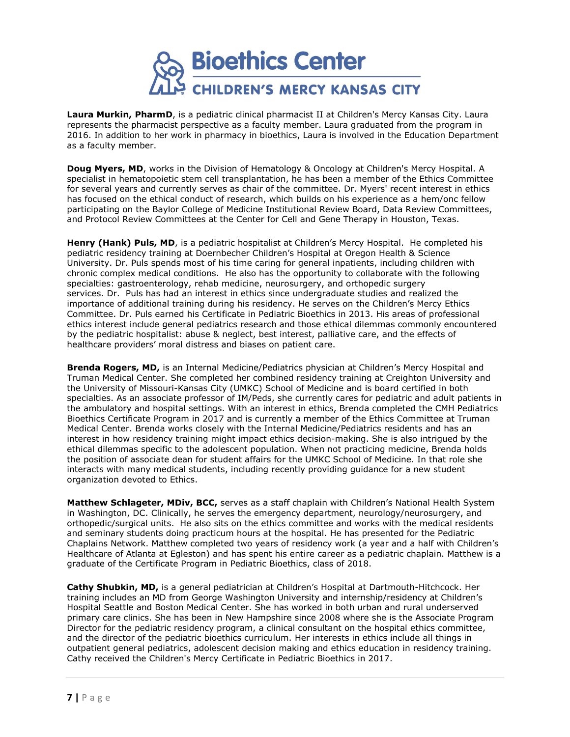**Laura Murkin, PharmD**, is a pediatric clinical pharmacist II at Children's Mercy Kansas City. Laura represents the pharmacist perspective as a faculty member. Laura graduated from the program in 2016. In addition to her work in pharmacy in bioethics, Laura is involved in the Education Department as a faculty member.

**Doug Myers, MD**, works in the Division of Hematology & Oncology at Children's Mercy Hospital. A specialist in hematopoietic stem cell transplantation, he has been a member of the Ethics Committee for several years and currently serves as chair of the committee. Dr. Myers' recent interest in ethics has focused on the ethical conduct of research, which builds on his experience as a hem/onc fellow participating on the Baylor College of Medicine Institutional Review Board, Data Review Committees, and Protocol Review Committees at the Center for Cell and Gene Therapy in Houston, Texas.

**Henry (Hank) Puls, MD**, is a pediatric hospitalist at Children's Mercy Hospital. He completed his pediatric residency training at Doernbecher Children's Hospital at Oregon Health & Science University. Dr. Puls spends most of his time caring for general inpatients, including children with chronic complex medical conditions. He also has the opportunity to collaborate with the following specialties: gastroenterology, rehab medicine, neurosurgery, and orthopedic surgery services. Dr. Puls has had an interest in ethics since undergraduate studies and realized the importance of additional training during his residency. He serves on the Children's Mercy Ethics Committee. Dr. Puls earned his Certificate in Pediatric Bioethics in 2013. His areas of professional ethics interest include general pediatrics research and those ethical dilemmas commonly encountered by the pediatric hospitalist: abuse & neglect, best interest, palliative care, and the effects of healthcare providers' moral distress and biases on patient care.

**Brenda Rogers, MD,** is an Internal Medicine/Pediatrics physician at Children's Mercy Hospital and Truman Medical Center. She completed her combined residency training at Creighton University and the University of Missouri-Kansas City (UMKC) School of Medicine and is board certified in both specialties. As an associate professor of IM/Peds, she currently cares for pediatric and adult patients in the ambulatory and hospital settings. With an interest in ethics, Brenda completed the CMH Pediatrics Bioethics Certificate Program in 2017 and is currently a member of the Ethics Committee at Truman Medical Center. Brenda works closely with the Internal Medicine/Pediatrics residents and has an interest in how residency training might impact ethics decision-making. She is also intrigued by the ethical dilemmas specific to the adolescent population. When not practicing medicine, Brenda holds the position of associate dean for student affairs for the UMKC School of Medicine. In that role she interacts with many medical students, including recently providing guidance for a new student organization devoted to Ethics.

**Matthew Schlageter, MDiv, BCC,** serves as a staff chaplain with Children's National Health System in Washington, DC. Clinically, he serves the emergency department, neurology/neurosurgery, and orthopedic/surgical units. He also sits on the ethics committee and works with the medical residents and seminary students doing practicum hours at the hospital. He has presented for the Pediatric Chaplains Network. Matthew completed two years of residency work (a year and a half with Children's Healthcare of Atlanta at Egleston) and has spent his entire career as a pediatric chaplain. Matthew is a graduate of the Certificate Program in Pediatric Bioethics, class of 2018.

**Cathy Shubkin, MD,** is a general pediatrician at Children's Hospital at Dartmouth-Hitchcock. Her training includes an MD from George Washington University and internship/residency at Children's Hospital Seattle and Boston Medical Center. She has worked in both urban and rural underserved primary care clinics. She has been in New Hampshire since 2008 where she is the Associate Program Director for the pediatric residency program, a clinical consultant on the hospital ethics committee, and the director of the pediatric bioethics curriculum. Her interests in ethics include all things in outpatient general pediatrics, adolescent decision making and ethics education in residency training. Cathy received the Children's Mercy Certificate in Pediatric Bioethics in 2017.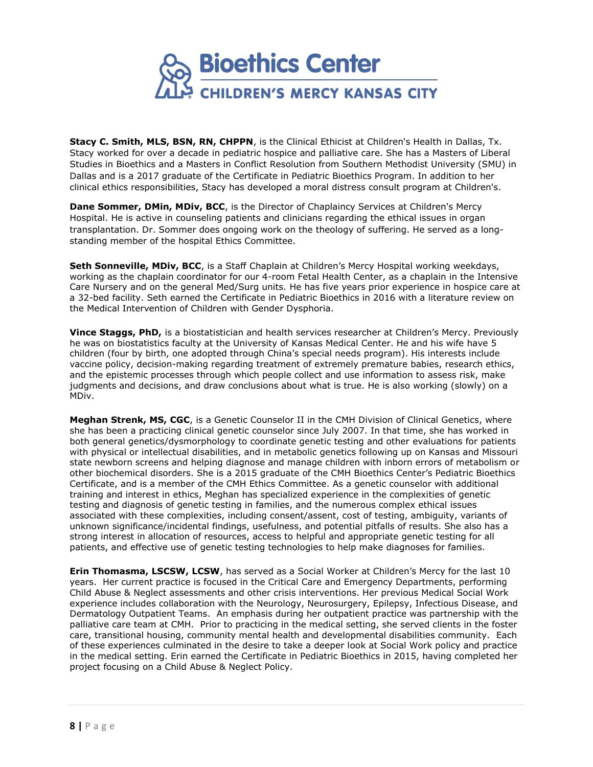**Stacy C. Smith, MLS, BSN, RN, CHPPN**, is the Clinical Ethicist at Children's Health in Dallas, Tx. Stacy worked for over a decade in pediatric hospice and palliative care. She has a Masters of Liberal Studies in Bioethics and a Masters in Conflict Resolution from Southern Methodist University (SMU) in Dallas and is a 2017 graduate of the Certificate in Pediatric Bioethics Program. In addition to her clinical ethics responsibilities, Stacy has developed a moral distress consult program at Children's.

**Dane Sommer, DMin, MDiv, BCC**, is the Director of Chaplaincy Services at Children's Mercy Hospital. He is active in counseling patients and clinicians regarding the ethical issues in organ transplantation. Dr. Sommer does ongoing work on the theology of suffering. He served as a long-standing member of the hospital Ethics Committee.

**Seth Sonneville, MDiv, BCC**, is a Staff Chaplain at Children's Mercy Hospital working weekdays, working as the chaplain coordinator for our 4-room Fetal Health Center, as a chaplain in the Intensive Care Nursery and on the general Med/Surg units. He has five years prior experience in hospice care at a 32-bed facility. Seth earned the Certificate in Pediatric Bioethics in 2016 with a literature review on the Medical Intervention of Children with Gender Dysphoria.

**Vince Staggs, PhD,** is a biostatistician and health services researcher at Children's Mercy. Previously he was on biostatistics faculty at the University of Kansas Medical Center. He and his wife have 5 children (four by birth, one adopted through China's special needs program). His interests include vaccine policy, decision-making regarding treatment of extremely premature babies, research ethics, and the epistemic processes through which people collect and use information to assess risk, make judgments and decisions, and draw conclusions about what is true. He is also working (slowly) on a MDiv.

**Meghan Strenk, MS, CGC**, is a Genetic Counselor II in the CMH Division of Clinical Genetics, where she has been a practicing clinical genetic counselor since July 2007. In that time, she has worked in both general genetics/dysmorphology to coordinate genetic testing and other evaluations for patients with physical or intellectual disabilities, and in metabolic genetics following up on Kansas and Missouri state newborn screens and helping diagnose and manage children with inborn errors of metabolism or other biochemical disorders. She is a 2015 graduate of the CMH Bioethics Center's Pediatric Bioethics Certificate, and is a member of the CMH Ethics Committee. As a genetic counselor with additional training and interest in ethics, Meghan has specialized experience in the complexities of genetic testing and diagnosis of genetic testing in families, and the numerous complex ethical issues associated with these complexities, including consent/assent, cost of testing, ambiguity, variants of unknown significance/incidental findings, usefulness, and potential pitfalls of results. She also has a strong interest in allocation of resources, access to helpful and appropriate genetic testing for all patients, and effective use of genetic testing technologies to help make diagnoses for families.

**Erin Thomasma, LSCSW, LCSW**, has served as a Social Worker at Children's Mercy for the last 10 years. Her current practice is focused in the Critical Care and Emergency Departments, performing Child Abuse & Neglect assessments and other crisis interventions. Her previous Medical Social Work experience includes collaboration with the Neurology, Neurosurgery, Epilepsy, Infectious Disease, and Dermatology Outpatient Teams. An emphasis during her outpatient practice was partnership with the palliative care team at CMH. Prior to practicing in the medical setting, she served clients in the foster care, transitional housing, community mental health and developmental disabilities community. Each of these experiences culminated in the desire to take a deeper look at Social Work policy and practice in the medical setting. Erin earned the Certificate in Pediatric Bioethics in 2015, having completed her project focusing on a Child Abuse & Neglect Policy.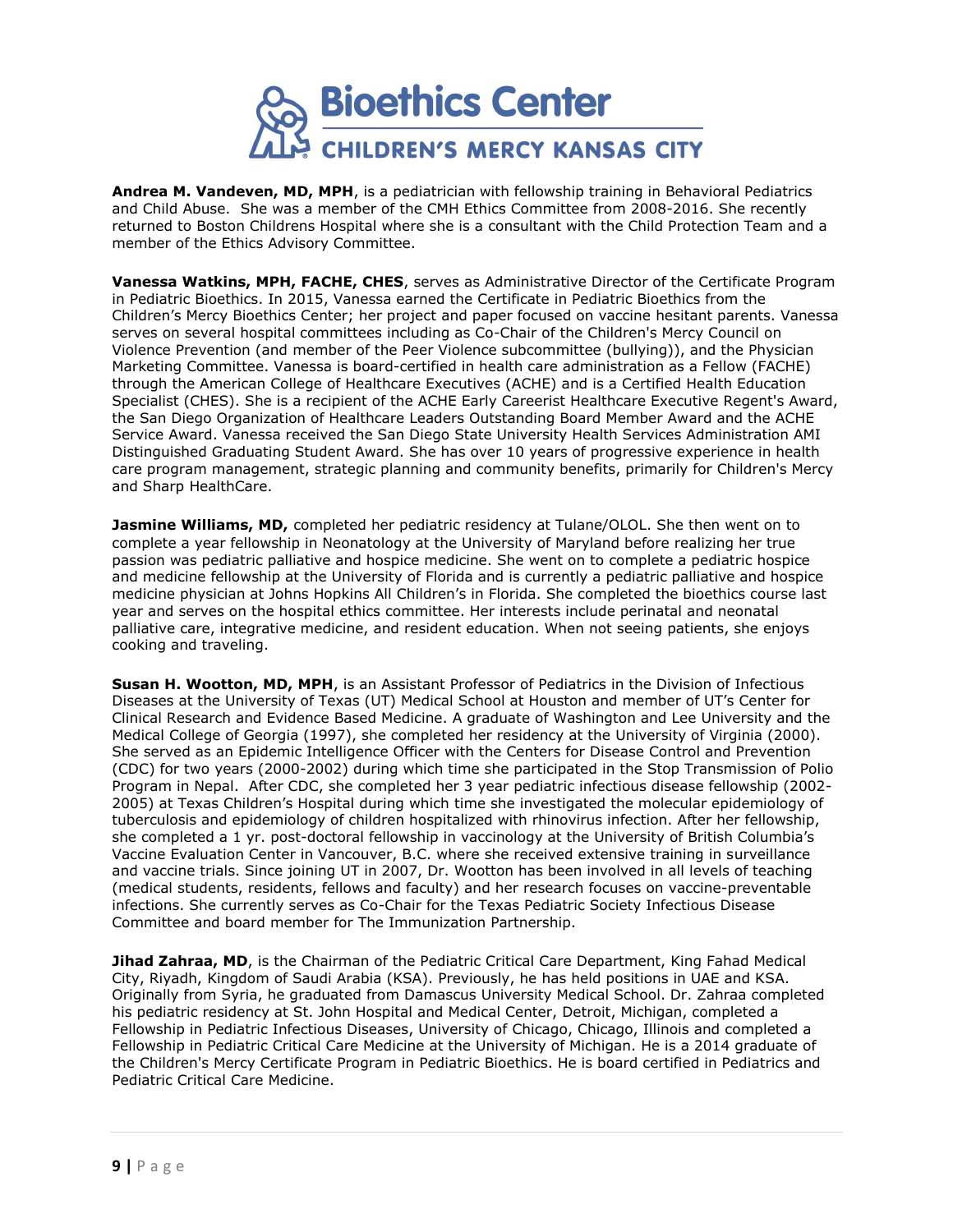**Andrea M. Vandeven, MD, MPH**, is a pediatrician with fellowship training in Behavioral Pediatrics and Child Abuse. She was a member of the CMH Ethics Committee from 2008-2016. She recently returned to Boston Childrens Hospital where she is a consultant with the Child Protection Team and a member of the Ethics Advisory Committee.

**Vanessa Watkins, MPH, FACHE, CHES**, serves as Administrative Director of the Certificate Program in Pediatric Bioethics. In 2015, Vanessa earned the Certificate in Pediatric Bioethics from the Children's Mercy Bioethics Center; her project and paper focused on vaccine hesitant parents. Vanessa serves on several hospital committees including as Co-Chair of the Children's Mercy Council on Violence Prevention (and member of the Peer Violence subcommittee (bullying)), and the Physician Marketing Committee. Vanessa is board-certified in health care administration as a Fellow (FACHE) through the American College of Healthcare Executives (ACHE) and is a Certified Health Education Specialist (CHES). She is a recipient of the ACHE Early Careerist Healthcare Executive Regent's Award, the San Diego Organization of Healthcare Leaders Outstanding Board Member Award and the ACHE Service Award. Vanessa received the San Diego State University Health Services Administration AMI Distinguished Graduating Student Award. She has over 10 years of progressive experience in health care program management, strategic planning and community benefits, primarily for Children's Mercy and Sharp HealthCare.

**Jasmine Williams, MD,** completed her pediatric residency at Tulane/OLOL. She then went on to complete a year fellowship in Neonatology at the University of Maryland before realizing her true passion was pediatric palliative and hospice medicine. She went on to complete a pediatric hospice and medicine fellowship at the University of Florida and is currently a pediatric palliative and hospice medicine physician at Johns Hopkins All Children's in Florida. She completed the bioethics course last year and serves on the hospital ethics committee. Her interests include perinatal and neonatal palliative care, integrative medicine, and resident education. When not seeing patients, she enjoys cooking and traveling.

**Susan H. Wootton, MD, MPH**, is an Assistant Professor of Pediatrics in the Division of Infectious Diseases at the University of Texas (UT) Medical School at Houston and member of UT's Center for Clinical Research and Evidence Based Medicine. A graduate of Washington and Lee University and the Medical College of Georgia (1997), she completed her residency at the University of Virginia (2000). She served as an Epidemic Intelligence Officer with the Centers for Disease Control and Prevention (CDC) for two years (2000-2002) during which time she participated in the Stop Transmission of Polio Program in Nepal. After CDC, she completed her 3 year pediatric infectious disease fellowship (2002-2005) at Texas Children's Hospital during which time she investigated the molecular epidemiology of tuberculosis and epidemiology of children hospitalized with rhinovirus infection. After her fellowship, she completed a 1 yr. post-doctoral fellowship in vaccinology at the University of British Columbia's Vaccine Evaluation Center in Vancouver, B.C. where she received extensive training in surveillance and vaccine trials. Since joining UT in 2007, Dr. Wootton has been involved in all levels of teaching (medical students, residents, fellows and faculty) and her research focuses on vaccine-preventable infections. She currently serves as Co-Chair for the Texas Pediatric Society Infectious Disease Committee and board member for The Immunization Partnership.

**Jihad Zahraa, MD**, is the Chairman of the Pediatric Critical Care Department, King Fahad Medical City, Riyadh, Kingdom of Saudi Arabia (KSA). Previously, he has held positions in UAE and KSA. Originally from Syria, he graduated from Damascus University Medical School. Dr. Zahraa completed his pediatric residency at St. John Hospital and Medical Center, Detroit, Michigan, completed a Fellowship in Pediatric Infectious Diseases, University of Chicago, Chicago, Illinois and completed a Fellowship in Pediatric Critical Care Medicine at the University of Michigan. He is a 2014 graduate of the Children's Mercy Certificate Program in Pediatric Bioethics. He is board certified in Pediatrics and Pediatric Critical Care Medicine.